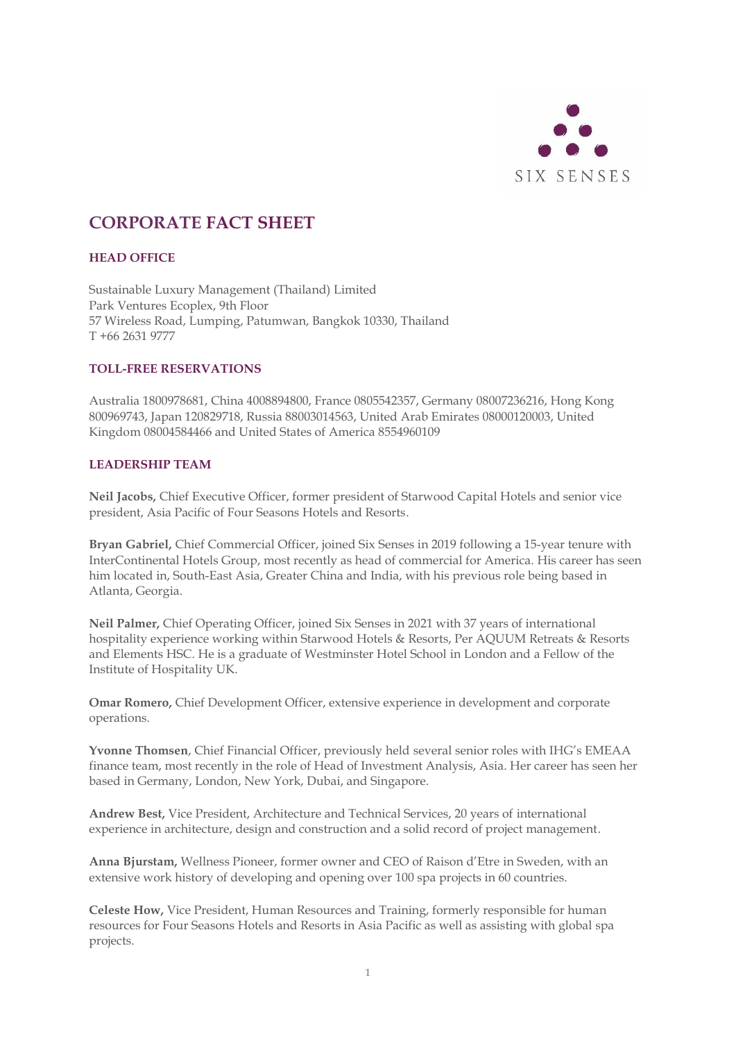# CORPORATE FACT SHEET

## HEAD OFFICE

Sustainable Luxury Management (Thailand) Limited
Park Ventures Ecoplex, 9th Floor
57 Wireless Road, Lumping, Patumwan, Bangkok 10330, Thailand
T +66 2631 9777

## TOLL-FREE RESERVATIONS

Australia 1800978681, China 4008894800, France 0805542357, Germany 08007236216, Hong Kong 800969743, Japan 120829718, Russia 88003014563, United Arab Emirates 08000120003, United Kingdom 08004584466 and United States of America 8554960109

## LEADERSHIP TEAM

**Neil Jacobs,** Chief Executive Officer, former president of Starwood Capital Hotels and senior vice president, Asia Pacific of Four Seasons Hotels and Resorts.

**Bryan Gabriel,** Chief Commercial Officer, joined Six Senses in 2019 following a 15-year tenure with InterContinental Hotels Group, most recently as head of commercial for America. His career has seen him located in, South-East Asia, Greater China and India, with his previous role being based in Atlanta, Georgia.

**Neil Palmer,** Chief Operating Officer, joined Six Senses in 2021 with 37 years of international hospitality experience working within Starwood Hotels & Resorts, Per AQUUM Retreats & Resorts and Elements HSC. He is a graduate of Westminster Hotel School in London and a Fellow of the Institute of Hospitality UK.

**Omar Romero,** Chief Development Officer, extensive experience in development and corporate operations.

**Yvonne Thomsen**, Chief Financial Officer, previously held several senior roles with IHG's EMEAA finance team, most recently in the role of Head of Investment Analysis, Asia. Her career has seen her based in Germany, London, New York, Dubai, and Singapore.

**Andrew Best,** Vice President, Architecture and Technical Services, 20 years of international experience in architecture, design and construction and a solid record of project management.

**Anna Bjurstam,** Wellness Pioneer, former owner and CEO of Raison d'Etre in Sweden, with an extensive work history of developing and opening over 100 spa projects in 60 countries.

**Celeste How,** Vice President, Human Resources and Training, formerly responsible for human resources for Four Seasons Hotels and Resorts in Asia Pacific as well as assisting with global spa projects.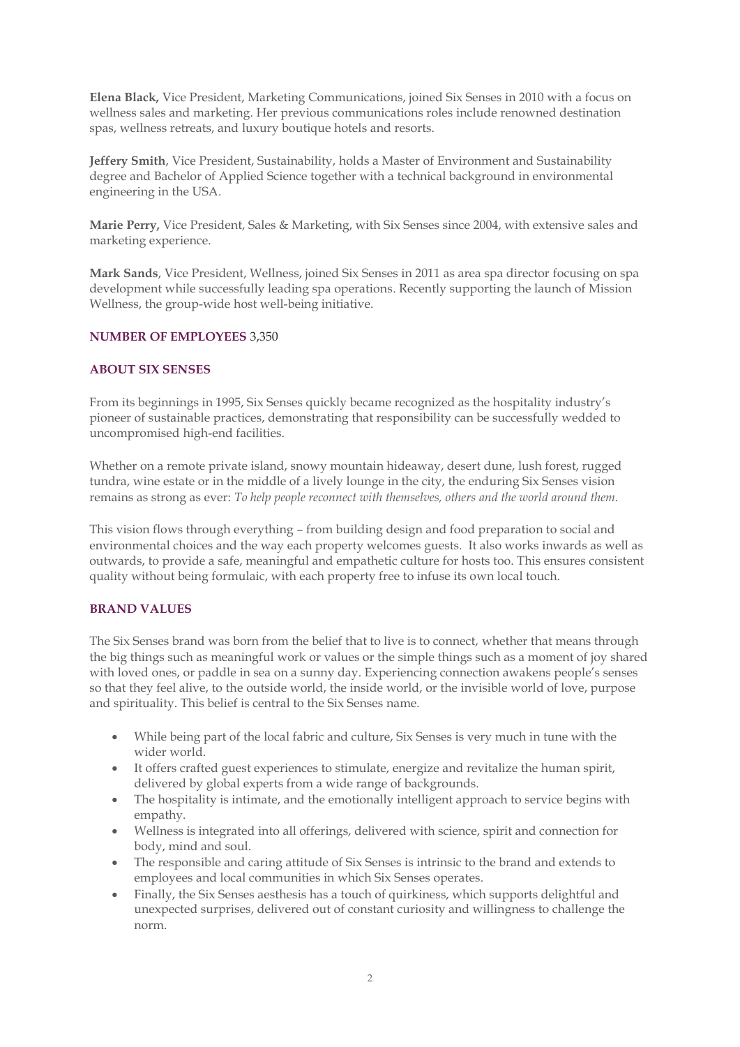**Elena Black,** Vice President, Marketing Communications, joined Six Senses in 2010 with a focus on wellness sales and marketing. Her previous communications roles include renowned destination spas, wellness retreats, and luxury boutique hotels and resorts.

**Jeffery Smith**, Vice President, Sustainability, holds a Master of Environment and Sustainability degree and Bachelor of Applied Science together with a technical background in environmental engineering in the USA.

**Marie Perry,** Vice President, Sales & Marketing, with Six Senses since 2004, with extensive sales and marketing experience.

**Mark Sands**, Vice President, Wellness, joined Six Senses in 2011 as area spa director focusing on spa development while successfully leading spa operations. Recently supporting the launch of Mission Wellness, the group-wide host well-being initiative.

**NUMBER OF EMPLOYEES** 3,350

## ABOUT SIX SENSES

From its beginnings in 1995, Six Senses quickly became recognized as the hospitality industry's pioneer of sustainable practices, demonstrating that responsibility can be successfully wedded to uncompromised high-end facilities.

Whether on a remote private island, snowy mountain hideaway, desert dune, lush forest, rugged tundra, wine estate or in the middle of a lively lounge in the city, the enduring Six Senses vision remains as strong as ever: *To help people reconnect with themselves, others and the world around them.*

This vision flows through everything – from building design and food preparation to social and environmental choices and the way each property welcomes guests. It also works inwards as well as outwards, to provide a safe, meaningful and empathetic culture for hosts too. This ensures consistent quality without being formulaic, with each property free to infuse its own local touch.

## BRAND VALUES

The Six Senses brand was born from the belief that to live is to connect, whether that means through the big things such as meaningful work or values or the simple things such as a moment of joy shared with loved ones, or paddle in sea on a sunny day. Experiencing connection awakens people's senses so that they feel alive, to the outside world, the inside world, or the invisible world of love, purpose and spirituality. This belief is central to the Six Senses name.

- While being part of the local fabric and culture, Six Senses is very much in tune with the wider world.
- It offers crafted guest experiences to stimulate, energize and revitalize the human spirit, delivered by global experts from a wide range of backgrounds.
- The hospitality is intimate, and the emotionally intelligent approach to service begins with empathy.
- Wellness is integrated into all offerings, delivered with science, spirit and connection for body, mind and soul.
- The responsible and caring attitude of Six Senses is intrinsic to the brand and extends to employees and local communities in which Six Senses operates.
- Finally, the Six Senses aesthesis has a touch of quirkiness, which supports delightful and unexpected surprises, delivered out of constant curiosity and willingness to challenge the norm.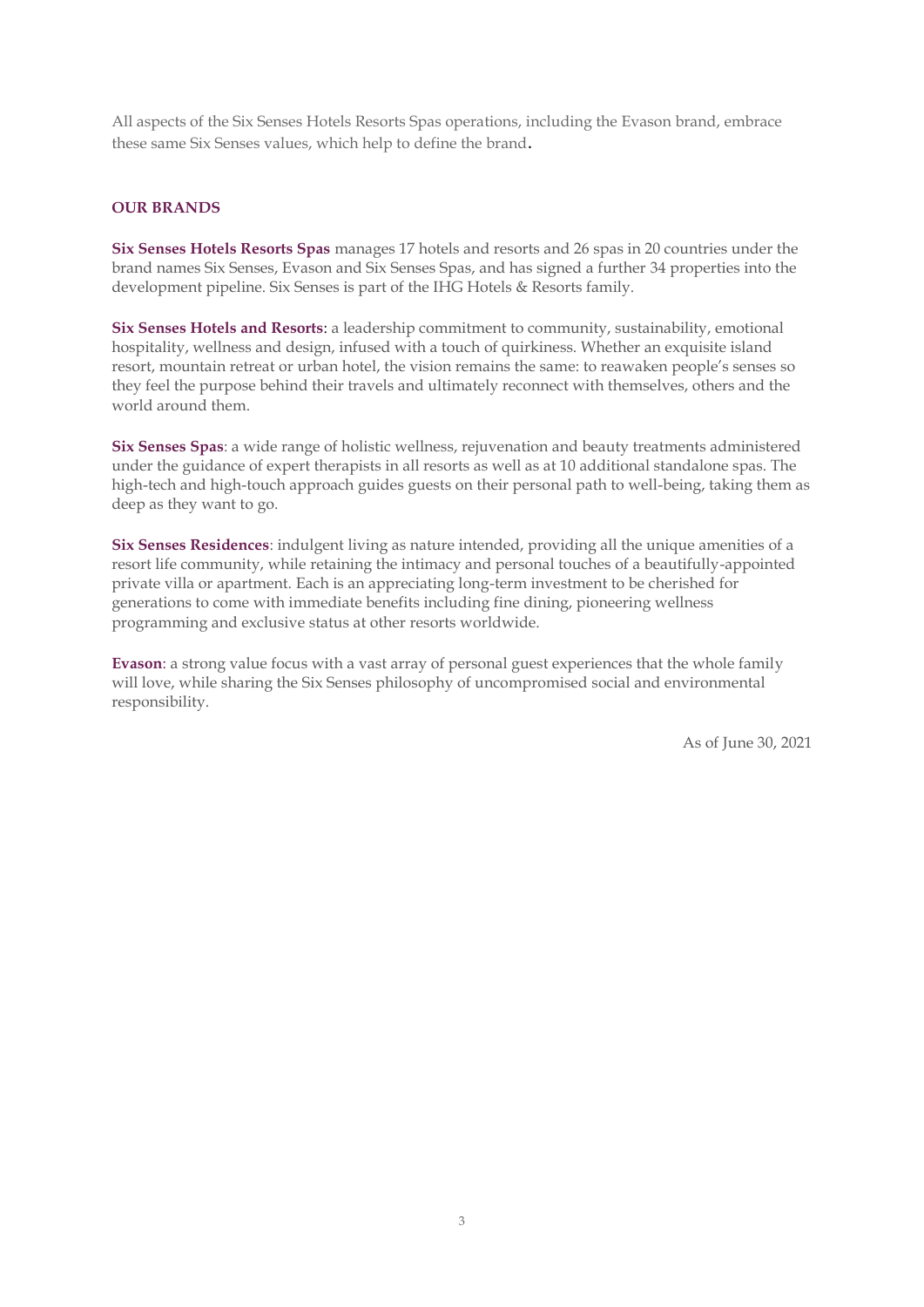All aspects of the Six Senses Hotels Resorts Spas operations, including the Evason brand, embrace these same Six Senses values, which help to define the brand.

## OUR BRANDS

**Six Senses Hotels Resorts Spas** manages 17 hotels and resorts and 26 spas in 20 countries under the brand names Six Senses, Evason and Six Senses Spas, and has signed a further 34 properties into the development pipeline. Six Senses is part of the IHG Hotels & Resorts family.

**Six Senses Hotels and Resorts**: a leadership commitment to community, sustainability, emotional hospitality, wellness and design, infused with a touch of quirkiness. Whether an exquisite island resort, mountain retreat or urban hotel, the vision remains the same: to reawaken people's senses so they feel the purpose behind their travels and ultimately reconnect with themselves, others and the world around them.

**Six Senses Spas**: a wide range of holistic wellness, rejuvenation and beauty treatments administered under the guidance of expert therapists in all resorts as well as at 10 additional standalone spas. The high-tech and high-touch approach guides guests on their personal path to well-being, taking them as deep as they want to go.

**Six Senses Residences**: indulgent living as nature intended, providing all the unique amenities of a resort life community, while retaining the intimacy and personal touches of a beautifully-appointed private villa or apartment. Each is an appreciating long-term investment to be cherished for generations to come with immediate benefits including fine dining, pioneering wellness programming and exclusive status at other resorts worldwide.

**Evason**: a strong value focus with a vast array of personal guest experiences that the whole family will love, while sharing the Six Senses philosophy of uncompromised social and environmental responsibility.

As of June 30, 2021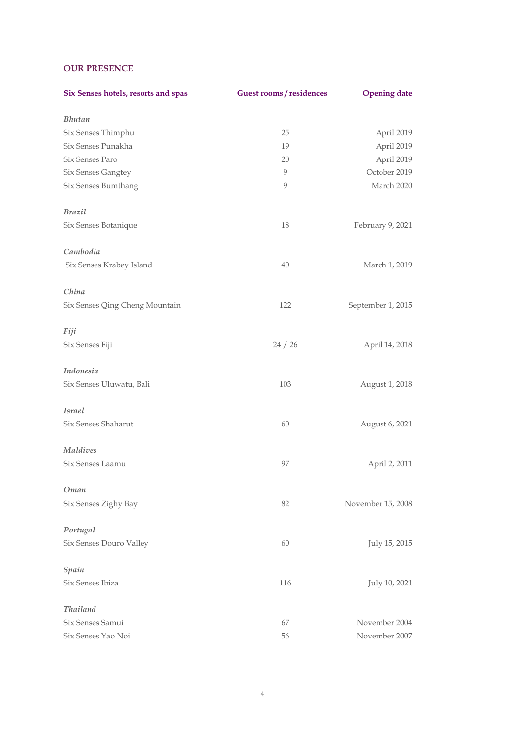## OUR PRESENCE

| Six Senses hotels, resorts and spas | Guest rooms / residences | Opening date |
|---|---|---|
| *Bhutan* | | |
| Six Senses Thimphu | 25 | April 2019 |
| Six Senses Punakha | 19 | April 2019 |
| Six Senses Paro | 20 | April 2019 |
| Six Senses Gangtey | 9 | October 2019 |
| Six Senses Bumthang | 9 | March 2020 |
| *Brazil* | | |
| Six Senses Botanique | 18 | February 9, 2021 |
| *Cambodia* | | |
| Six Senses Krabey Island | 40 | March 1, 2019 |
| *China* | | |
| Six Senses Qing Cheng Mountain | 122 | September 1, 2015 |
| *Fiji* | | |
| Six Senses Fiji | 24 / 26 | April 14, 2018 |
| *Indonesia* | | |
| Six Senses Uluwatu, Bali | 103 | August 1, 2018 |
| *Israel* | | |
| Six Senses Shaharut | 60 | August 6, 2021 |
| *Maldives* | | |
| Six Senses Laamu | 97 | April 2, 2011 |
| *Oman* | | |
| Six Senses Zighy Bay | 82 | November 15, 2008 |
| *Portugal* | | |
| Six Senses Douro Valley | 60 | July 15, 2015 |
| *Spain* | | |
| Six Senses Ibiza | 116 | July 10, 2021 |
| *Thailand* | | |
| Six Senses Samui | 67 | November 2004 |
| Six Senses Yao Noi | 56 | November 2007 |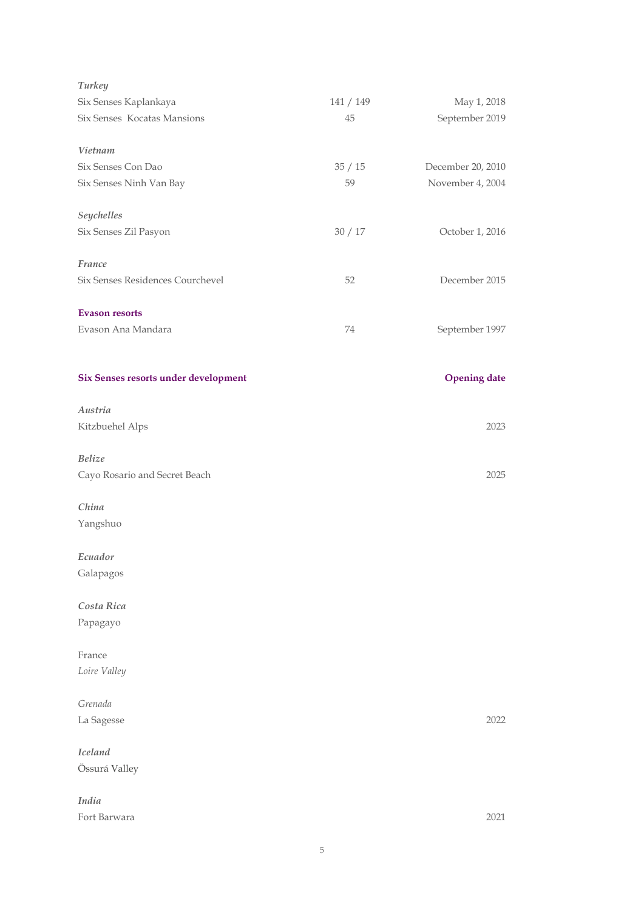| | | |
|---|---|---|
| *Turkey* | | |
| Six Senses Kaplankaya | 141 / 149 | May 1, 2018 |
| Six Senses  Kocatas Mansions | 45 | September 2019 |
| *Vietnam* | | |
| Six Senses Con Dao | 35 / 15 | December 20, 2010 |
| Six Senses Ninh Van Bay | 59 | November 4, 2004 |
| *Seychelles* | | |
| Six Senses Zil Pasyon | 30 / 17 | October 1, 2016 |
| *France* | | |
| Six Senses Residences Courchevel | 52 | December 2015 |
| **Evason resorts** | | |
| Evason Ana Mandara | 74 | September 1997 |

| **Six Senses resorts under development** | **Opening date** |
|---|---|
| *Austria* | |
| Kitzbuehel Alps | 2023 |
| *Belize* | |
| Cayo Rosario and Secret Beach | 2025 |
| *China* | |
| Yangshuo | |
| *Ecuador* | |
| Galapagos | |
| *Costa Rica* | |
| Papagayo | |
| France | |
| *Loire Valley* | |
| *Grenada* | |
| La Sagesse | 2022 |
| *Iceland* | |
| Össurá Valley | |
| *India* | |
| Fort Barwara | 2021 |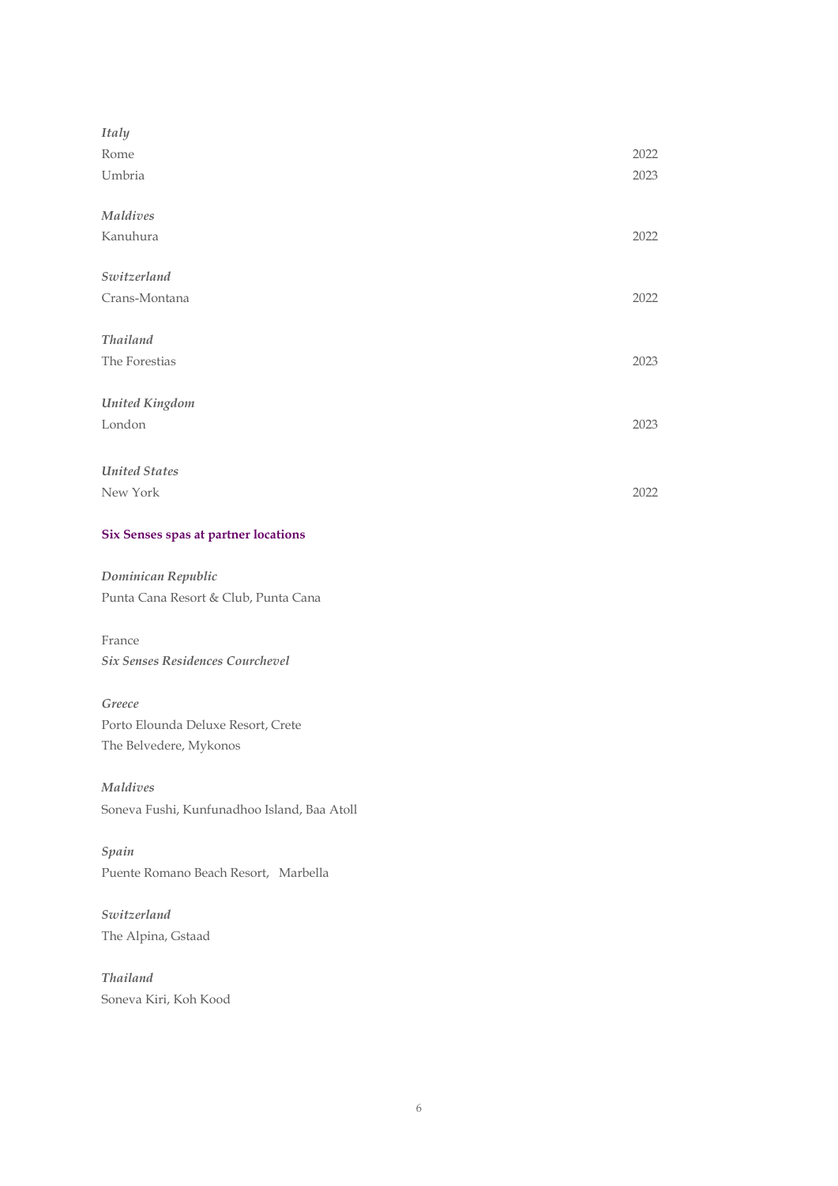*Italy*

| | |
|---|---|
| Rome | 2022 |
| Umbria | 2023 |

*Maldives*

| | |
|---|---|
| Kanuhura | 2022 |

*Switzerland*

| | |
|---|---|
| Crans-Montana | 2022 |

*Thailand*

| | |
|---|---|
| The Forestias | 2023 |

*United Kingdom*

| | |
|---|---|
| London | 2023 |

*United States*

| | |
|---|---|
| New York | 2022 |

**Six Senses spas at partner locations**

*Dominican Republic*

Punta Cana Resort & Club, Punta Cana

France

*Six Senses Residences Courchevel*

*Greece*

Porto Elounda Deluxe Resort, Crete
The Belvedere, Mykonos

*Maldives*

Soneva Fushi, Kunfunadhoo Island, Baa Atoll

*Spain*

Puente Romano Beach Resort, Marbella

*Switzerland*

The Alpina, Gstaad

*Thailand*

Soneva Kiri, Koh Kood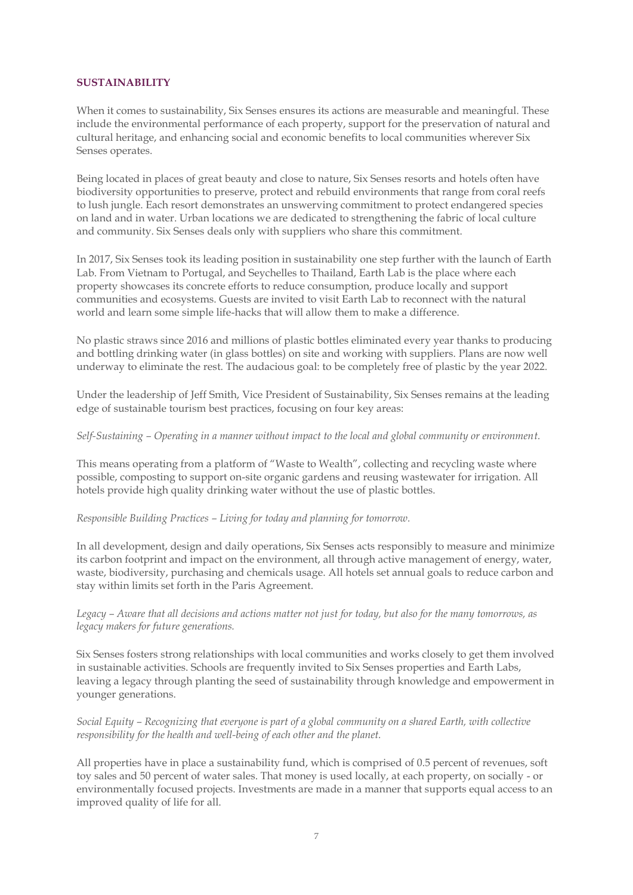## SUSTAINABILITY

When it comes to sustainability, Six Senses ensures its actions are measurable and meaningful. These include the environmental performance of each property, support for the preservation of natural and cultural heritage, and enhancing social and economic benefits to local communities wherever Six Senses operates.

Being located in places of great beauty and close to nature, Six Senses resorts and hotels often have biodiversity opportunities to preserve, protect and rebuild environments that range from coral reefs to lush jungle. Each resort demonstrates an unswerving commitment to protect endangered species on land and in water. Urban locations we are dedicated to strengthening the fabric of local culture and community. Six Senses deals only with suppliers who share this commitment.

In 2017, Six Senses took its leading position in sustainability one step further with the launch of Earth Lab. From Vietnam to Portugal, and Seychelles to Thailand, Earth Lab is the place where each property showcases its concrete efforts to reduce consumption, produce locally and support communities and ecosystems. Guests are invited to visit Earth Lab to reconnect with the natural world and learn some simple life-hacks that will allow them to make a difference.

No plastic straws since 2016 and millions of plastic bottles eliminated every year thanks to producing and bottling drinking water (in glass bottles) on site and working with suppliers. Plans are now well underway to eliminate the rest. The audacious goal: to be completely free of plastic by the year 2022.

Under the leadership of Jeff Smith, Vice President of Sustainability, Six Senses remains at the leading edge of sustainable tourism best practices, focusing on four key areas:

*Self-Sustaining – Operating in a manner without impact to the local and global community or environment.*

This means operating from a platform of "Waste to Wealth", collecting and recycling waste where possible, composting to support on-site organic gardens and reusing wastewater for irrigation. All hotels provide high quality drinking water without the use of plastic bottles.

*Responsible Building Practices – Living for today and planning for tomorrow.*

In all development, design and daily operations, Six Senses acts responsibly to measure and minimize its carbon footprint and impact on the environment, all through active management of energy, water, waste, biodiversity, purchasing and chemicals usage. All hotels set annual goals to reduce carbon and stay within limits set forth in the Paris Agreement.

*Legacy – Aware that all decisions and actions matter not just for today, but also for the many tomorrows, as legacy makers for future generations.*

Six Senses fosters strong relationships with local communities and works closely to get them involved in sustainable activities. Schools are frequently invited to Six Senses properties and Earth Labs, leaving a legacy through planting the seed of sustainability through knowledge and empowerment in younger generations.

*Social Equity – Recognizing that everyone is part of a global community on a shared Earth, with collective responsibility for the health and well-being of each other and the planet.*

All properties have in place a sustainability fund, which is comprised of 0.5 percent of revenues, soft toy sales and 50 percent of water sales. That money is used locally, at each property, on socially - or environmentally focused projects. Investments are made in a manner that supports equal access to an improved quality of life for all.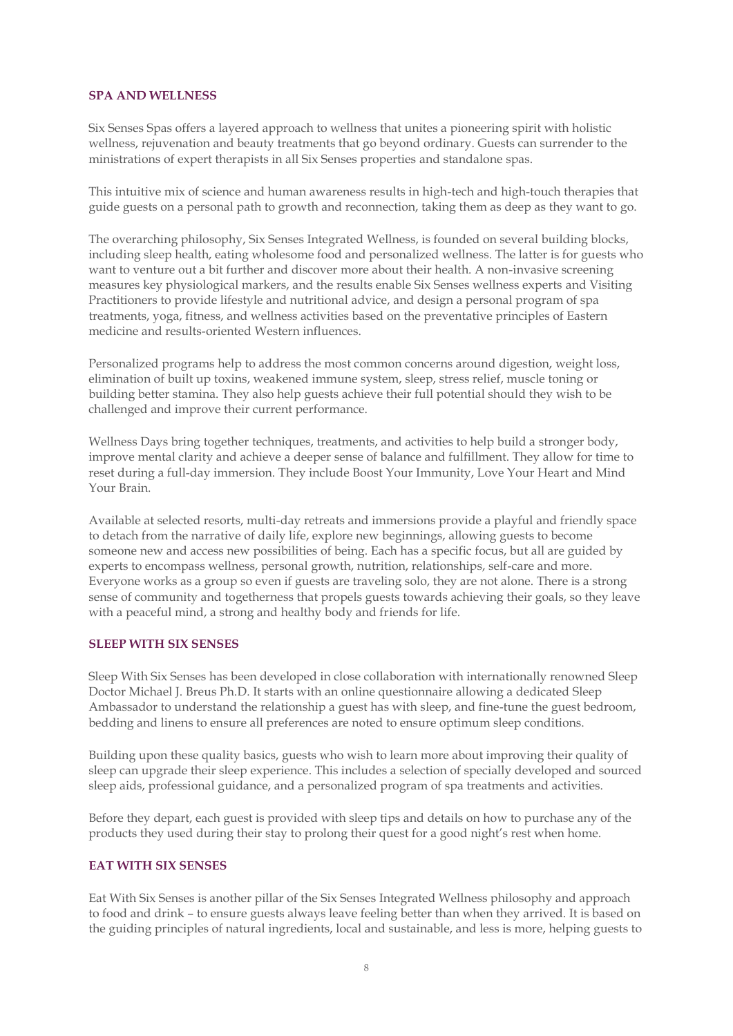## SPA AND WELLNESS

Six Senses Spas offers a layered approach to wellness that unites a pioneering spirit with holistic wellness, rejuvenation and beauty treatments that go beyond ordinary. Guests can surrender to the ministrations of expert therapists in all Six Senses properties and standalone spas.

This intuitive mix of science and human awareness results in high-tech and high-touch therapies that guide guests on a personal path to growth and reconnection, taking them as deep as they want to go.

The overarching philosophy, Six Senses Integrated Wellness, is founded on several building blocks, including sleep health, eating wholesome food and personalized wellness. The latter is for guests who want to venture out a bit further and discover more about their health. A non-invasive screening measures key physiological markers, and the results enable Six Senses wellness experts and Visiting Practitioners to provide lifestyle and nutritional advice, and design a personal program of spa treatments, yoga, fitness, and wellness activities based on the preventative principles of Eastern medicine and results-oriented Western influences.

Personalized programs help to address the most common concerns around digestion, weight loss, elimination of built up toxins, weakened immune system, sleep, stress relief, muscle toning or building better stamina. They also help guests achieve their full potential should they wish to be challenged and improve their current performance.

Wellness Days bring together techniques, treatments, and activities to help build a stronger body, improve mental clarity and achieve a deeper sense of balance and fulfillment. They allow for time to reset during a full-day immersion. They include Boost Your Immunity, Love Your Heart and Mind Your Brain.

Available at selected resorts, multi-day retreats and immersions provide a playful and friendly space to detach from the narrative of daily life, explore new beginnings, allowing guests to become someone new and access new possibilities of being. Each has a specific focus, but all are guided by experts to encompass wellness, personal growth, nutrition, relationships, self-care and more. Everyone works as a group so even if guests are traveling solo, they are not alone. There is a strong sense of community and togetherness that propels guests towards achieving their goals, so they leave with a peaceful mind, a strong and healthy body and friends for life.

## SLEEP WITH SIX SENSES

Sleep With Six Senses has been developed in close collaboration with internationally renowned Sleep Doctor Michael J. Breus Ph.D. It starts with an online questionnaire allowing a dedicated Sleep Ambassador to understand the relationship a guest has with sleep, and fine-tune the guest bedroom, bedding and linens to ensure all preferences are noted to ensure optimum sleep conditions.

Building upon these quality basics, guests who wish to learn more about improving their quality of sleep can upgrade their sleep experience. This includes a selection of specially developed and sourced sleep aids, professional guidance, and a personalized program of spa treatments and activities.

Before they depart, each guest is provided with sleep tips and details on how to purchase any of the products they used during their stay to prolong their quest for a good night's rest when home.

## EAT WITH SIX SENSES

Eat With Six Senses is another pillar of the Six Senses Integrated Wellness philosophy and approach to food and drink – to ensure guests always leave feeling better than when they arrived. It is based on the guiding principles of natural ingredients, local and sustainable, and less is more, helping guests to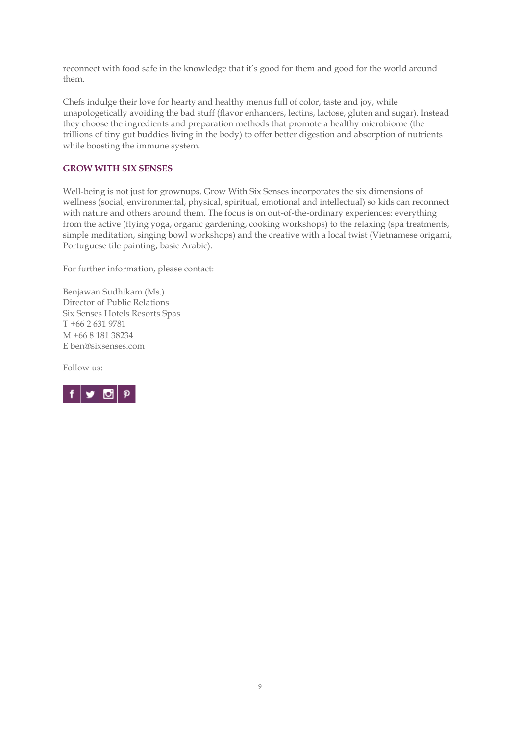reconnect with food safe in the knowledge that it's good for them and good for the world around them.

Chefs indulge their love for hearty and healthy menus full of color, taste and joy, while unapologetically avoiding the bad stuff (flavor enhancers, lectins, lactose, gluten and sugar). Instead they choose the ingredients and preparation methods that promote a healthy microbiome (the trillions of tiny gut buddies living in the body) to offer better digestion and absorption of nutrients while boosting the immune system.

**GROW WITH SIX SENSES**

Well-being is not just for grownups. Grow With Six Senses incorporates the six dimensions of wellness (social, environmental, physical, spiritual, emotional and intellectual) so kids can reconnect with nature and others around them. The focus is on out-of-the-ordinary experiences: everything from the active (flying yoga, organic gardening, cooking workshops) to the relaxing (spa treatments, simple meditation, singing bowl workshops) and the creative with a local twist (Vietnamese origami, Portuguese tile painting, basic Arabic).

For further information, please contact:

Benjawan Sudhikam (Ms.)
Director of Public Relations
Six Senses Hotels Resorts Spas
T +66 2 631 9781
M +66 8 181 38234
E ben@sixsenses.com

Follow us: